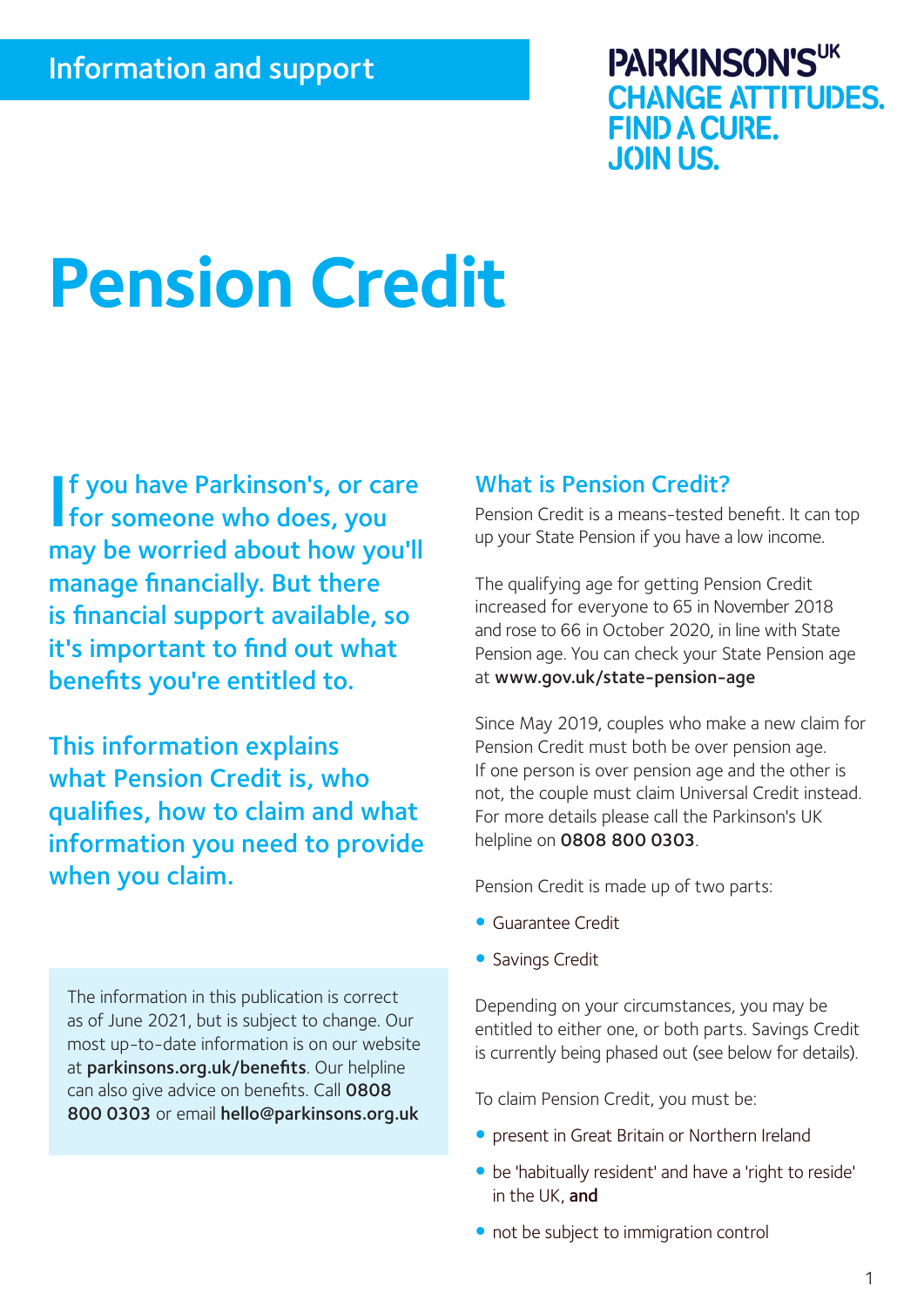Information and support

PARKINSON'S[UK]
CHANGE ATTITUDES.
FIND A CURE.
JOIN US.

# Pension Credit

**If you have Parkinson's, or care for someone who does, you may be worried about how you'll manage financially. But there is financial support available, so it's important to find out what benefits you're entitled to.**

**This information explains what Pension Credit is, who qualifies, how to claim and what information you need to provide when you claim.**

The information in this publication is correct as of June 2021, but is subject to change. Our most up-to-date information is on our website at **parkinsons.org.uk/benefits**. Our helpline can also give advice on benefits. Call **0808 800 0303** or email **hello@parkinsons.org.uk**

## What is Pension Credit?

Pension Credit is a means-tested benefit. It can top up your State Pension if you have a low income.

The qualifying age for getting Pension Credit increased for everyone to 65 in November 2018 and rose to 66 in October 2020, in line with State Pension age. You can check your State Pension age at **www.gov.uk/state-pension-age**

Since May 2019, couples who make a new claim for Pension Credit must both be over pension age. If one person is over pension age and the other is not, the couple must claim Universal Credit instead. For more details please call the Parkinson's UK helpline on **0808 800 0303**.

Pension Credit is made up of two parts:

- Guarantee Credit
- Savings Credit

Depending on your circumstances, you may be entitled to either one, or both parts. Savings Credit is currently being phased out (see below for details).

To claim Pension Credit, you must be:

- present in Great Britain or Northern Ireland
- be 'habitually resident' and have a 'right to reside' in the UK, **and**
- not be subject to immigration control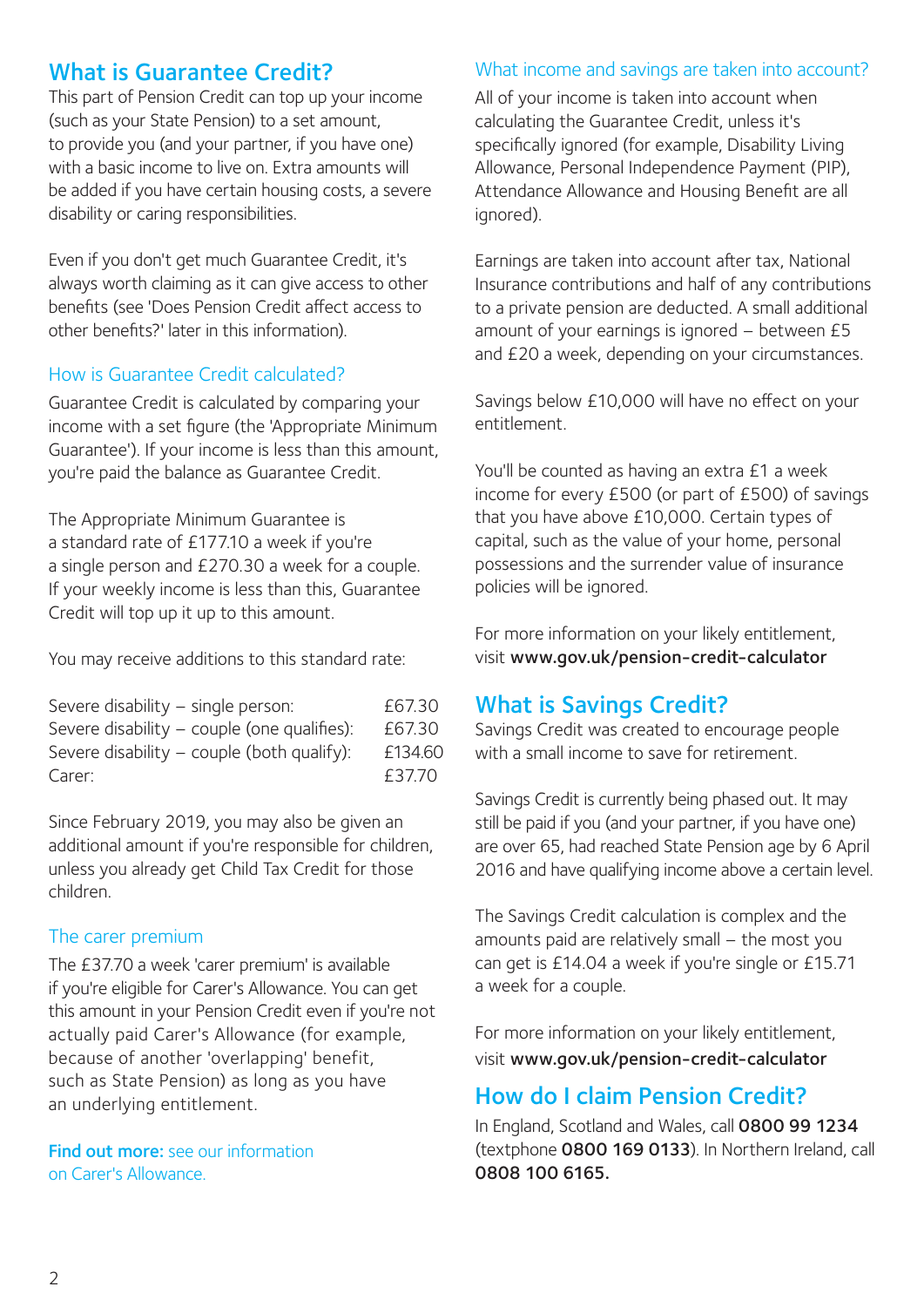## What is Guarantee Credit?

This part of Pension Credit can top up your income (such as your State Pension) to a set amount, to provide you (and your partner, if you have one) with a basic income to live on. Extra amounts will be added if you have certain housing costs, a severe disability or caring responsibilities.

Even if you don't get much Guarantee Credit, it's always worth claiming as it can give access to other benefits (see 'Does Pension Credit affect access to other benefits?' later in this information).

### How is Guarantee Credit calculated?

Guarantee Credit is calculated by comparing your income with a set figure (the 'Appropriate Minimum Guarantee'). If your income is less than this amount, you're paid the balance as Guarantee Credit.

The Appropriate Minimum Guarantee is a standard rate of £177.10 a week if you're a single person and £270.30 a week for a couple. If your weekly income is less than this, Guarantee Credit will top up it up to this amount.

You may receive additions to this standard rate:

| | |
|---|---|
| Severe disability – single person: | £67.30 |
| Severe disability – couple (one qualifies): | £67.30 |
| Severe disability – couple (both qualify): | £134.60 |
| Carer: | £37.70 |

Since February 2019, you may also be given an additional amount if you're responsible for children, unless you already get Child Tax Credit for those children.

### The carer premium

The £37.70 a week 'carer premium' is available if you're eligible for Carer's Allowance. You can get this amount in your Pension Credit even if you're not actually paid Carer's Allowance (for example, because of another 'overlapping' benefit, such as State Pension) as long as you have an underlying entitlement.

**Find out more:** see our information on Carer's Allowance.

### What income and savings are taken into account?

All of your income is taken into account when calculating the Guarantee Credit, unless it's specifically ignored (for example, Disability Living Allowance, Personal Independence Payment (PIP), Attendance Allowance and Housing Benefit are all ignored).

Earnings are taken into account after tax, National Insurance contributions and half of any contributions to a private pension are deducted. A small additional amount of your earnings is ignored – between £5 and £20 a week, depending on your circumstances.

Savings below £10,000 will have no effect on your entitlement.

You'll be counted as having an extra £1 a week income for every £500 (or part of £500) of savings that you have above £10,000. Certain types of capital, such as the value of your home, personal possessions and the surrender value of insurance policies will be ignored.

For more information on your likely entitlement, visit **www.gov.uk/pension-credit-calculator**

## What is Savings Credit?

Savings Credit was created to encourage people with a small income to save for retirement.

Savings Credit is currently being phased out. It may still be paid if you (and your partner, if you have one) are over 65, had reached State Pension age by 6 April 2016 and have qualifying income above a certain level.

The Savings Credit calculation is complex and the amounts paid are relatively small – the most you can get is £14.04 a week if you're single or £15.71 a week for a couple.

For more information on your likely entitlement, visit **www.gov.uk/pension-credit-calculator**

## How do I claim Pension Credit?

In England, Scotland and Wales, call **0800 99 1234** (textphone **0800 169 0133**). In Northern Ireland, call **0808 100 6165.**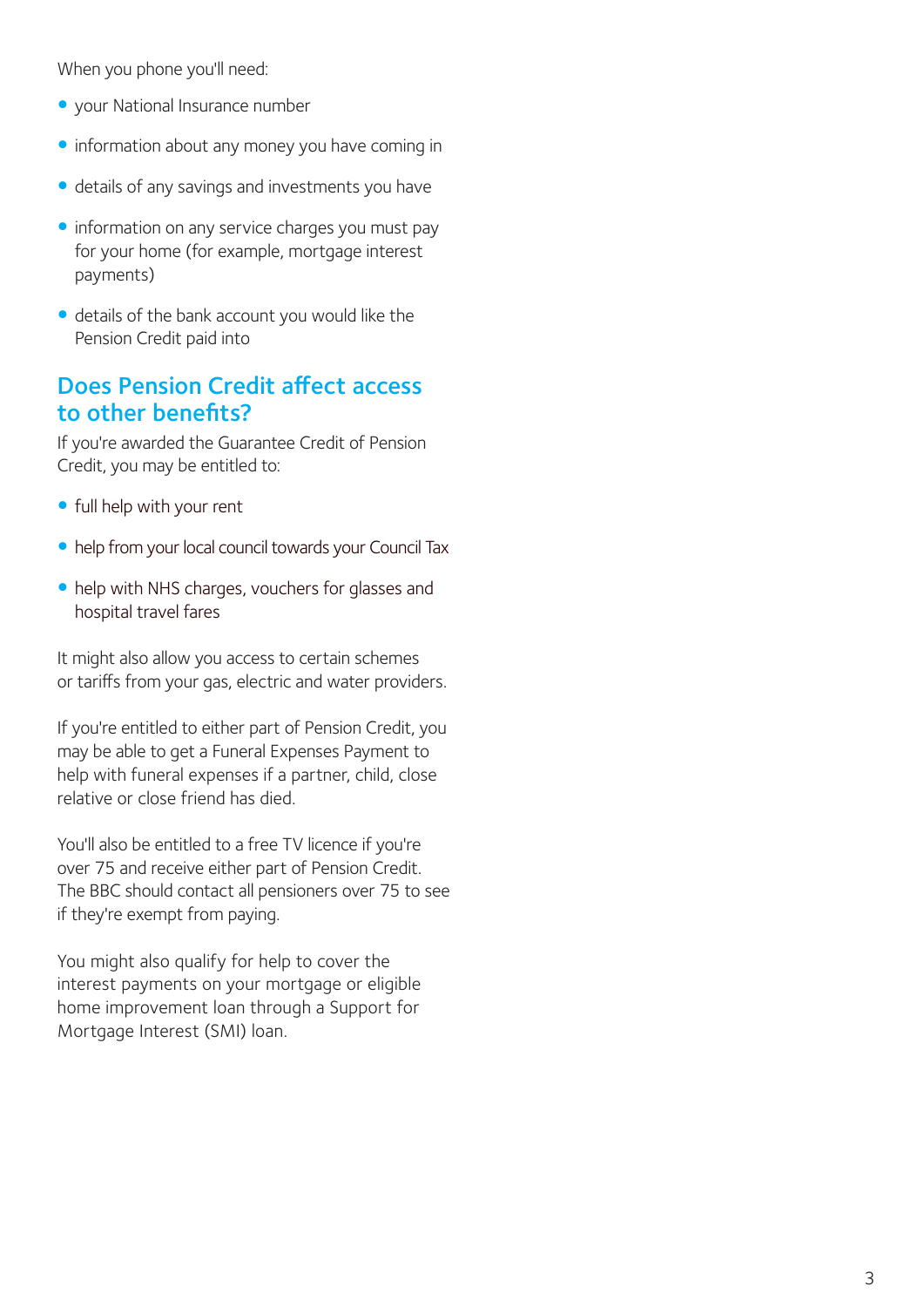When you phone you'll need:

- your National Insurance number
- information about any money you have coming in
- details of any savings and investments you have
- information on any service charges you must pay for your home (for example, mortgage interest payments)
- details of the bank account you would like the Pension Credit paid into

## Does Pension Credit affect access to other benefits?

If you're awarded the Guarantee Credit of Pension Credit, you may be entitled to:

- full help with your rent
- help from your local council towards your Council Tax
- help with NHS charges, vouchers for glasses and hospital travel fares

It might also allow you access to certain schemes or tariffs from your gas, electric and water providers.

If you're entitled to either part of Pension Credit, you may be able to get a Funeral Expenses Payment to help with funeral expenses if a partner, child, close relative or close friend has died.

You'll also be entitled to a free TV licence if you're over 75 and receive either part of Pension Credit. The BBC should contact all pensioners over 75 to see if they're exempt from paying.

You might also qualify for help to cover the interest payments on your mortgage or eligible home improvement loan through a Support for Mortgage Interest (SMI) loan.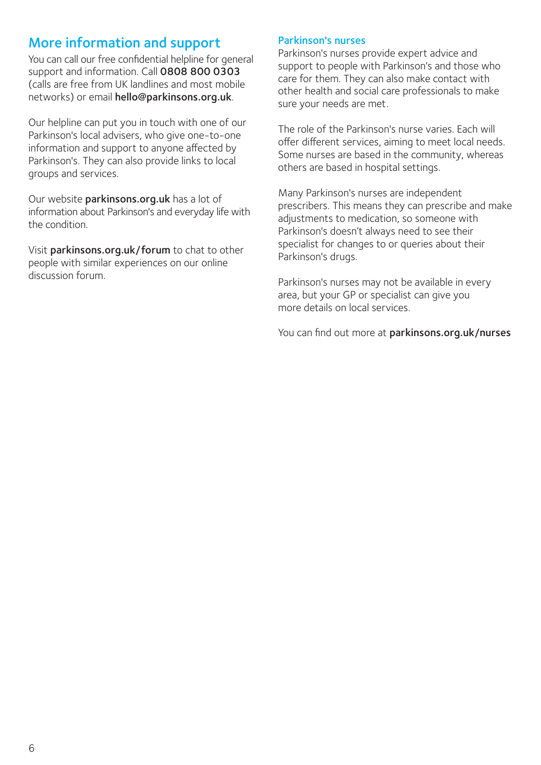## More information and support

You can call our free confidential helpline for general support and information. Call **0808 800 0303** (calls are free from UK landlines and most mobile networks) or email **hello@parkinsons.org.uk**.

Our helpline can put you in touch with one of our Parkinson's local advisers, who give one-to-one information and support to anyone affected by Parkinson's. They can also provide links to local groups and services.

Our website **parkinsons.org.uk** has a lot of information about Parkinson's and everyday life with the condition.

Visit **parkinsons.org.uk/forum** to chat to other people with similar experiences on our online discussion forum.

### Parkinson's nurses

Parkinson's nurses provide expert advice and support to people with Parkinson's and those who care for them. They can also make contact with other health and social care professionals to make sure your needs are met.

The role of the Parkinson's nurse varies. Each will offer different services, aiming to meet local needs. Some nurses are based in the community, whereas others are based in hospital settings.

Many Parkinson's nurses are independent prescribers. This means they can prescribe and make adjustments to medication, so someone with Parkinson's doesn't always need to see their specialist for changes to or queries about their Parkinson's drugs.

Parkinson's nurses may not be available in every area, but your GP or specialist can give you more details on local services.

You can find out more at **parkinsons.org.uk/nurses**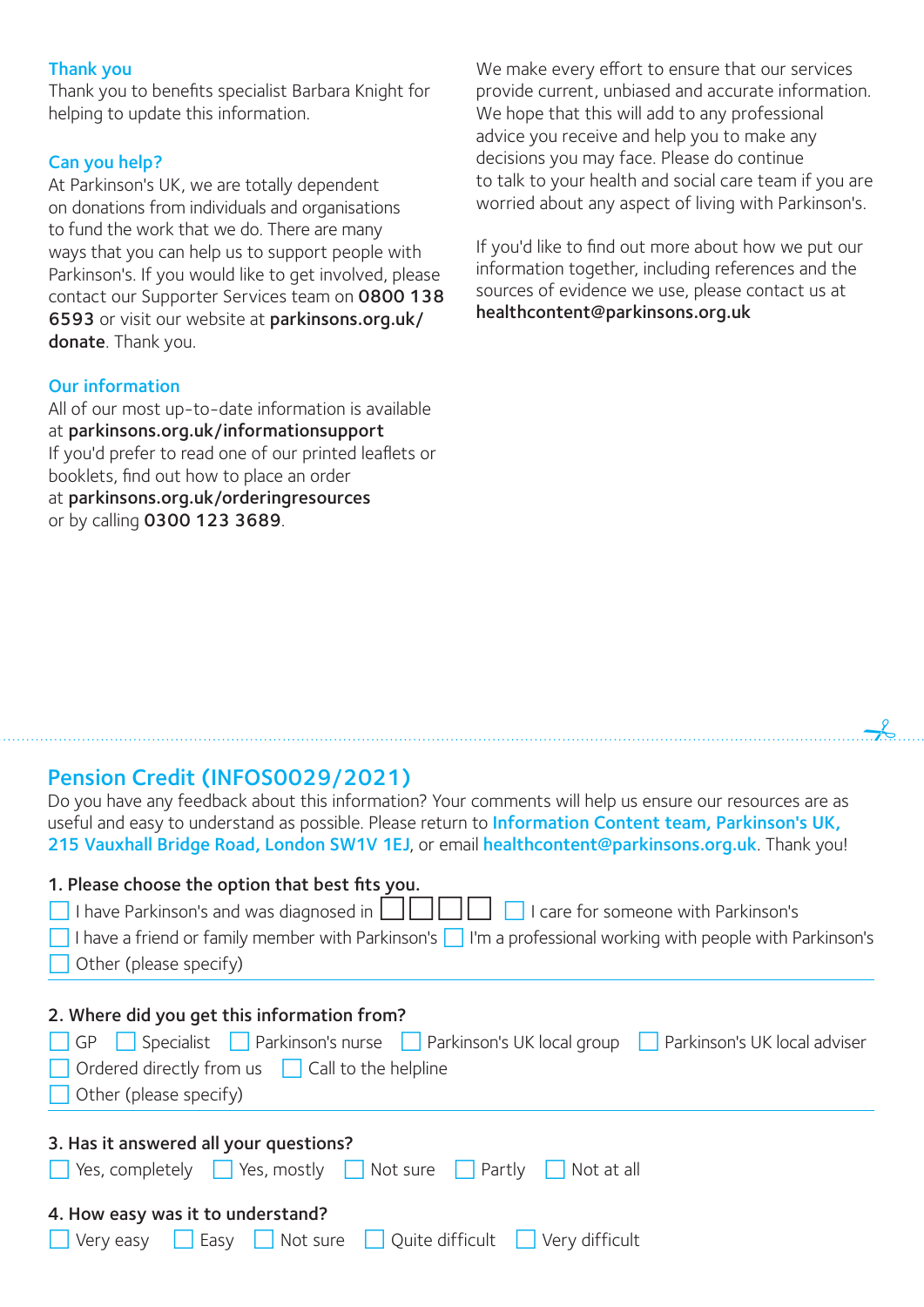### Thank you

Thank you to benefits specialist Barbara Knight for helping to update this information.

### Can you help?

At Parkinson's UK, we are totally dependent on donations from individuals and organisations to fund the work that we do. There are many ways that you can help us to support people with Parkinson's. If you would like to get involved, please contact our Supporter Services team on **0800 138 6593** or visit our website at **parkinsons.org.uk/donate**. Thank you.

### Our information

All of our most up-to-date information is available at **parkinsons.org.uk/informationsupport**
If you'd prefer to read one of our printed leaflets or booklets, find out how to place an order at **parkinsons.org.uk/orderingresources** or by calling **0300 123 3689**.

We make every effort to ensure that our services provide current, unbiased and accurate information. We hope that this will add to any professional advice you receive and help you to make any decisions you may face. Please do continue to talk to your health and social care team if you are worried about any aspect of living with Parkinson's.

If you'd like to find out more about how we put our information together, including references and the sources of evidence we use, please contact us at **healthcontent@parkinsons.org.uk**

## Pension Credit (INFOS0029/2021)

Do you have any feedback about this information? Your comments will help us ensure our resources are as useful and easy to understand as possible. Please return to **Information Content team, Parkinson's UK, 215 Vauxhall Bridge Road, London SW1V 1EJ**, or email **healthcontent@parkinsons.org.uk**. Thank you!

**1. Please choose the option that best fits you.**

- ☐ I have Parkinson's and was diagnosed in ☐☐☐☐
- ☐ I care for someone with Parkinson's
- ☐ I have a friend or family member with Parkinson's
- ☐ I'm a professional working with people with Parkinson's
- ☐ Other (please specify)

**2. Where did you get this information from?**

- ☐ GP
- ☐ Specialist
- ☐ Parkinson's nurse
- ☐ Parkinson's UK local group
- ☐ Parkinson's UK local adviser
- ☐ Ordered directly from us
- ☐ Call to the helpline
- ☐ Other (please specify)

**3. Has it answered all your questions?**

☐ Yes, completely ☐ Yes, mostly ☐ Not sure ☐ Partly ☐ Not at all

**4. How easy was it to understand?**

☐ Very easy ☐ Easy ☐ Not sure ☐ Quite difficult ☐ Very difficult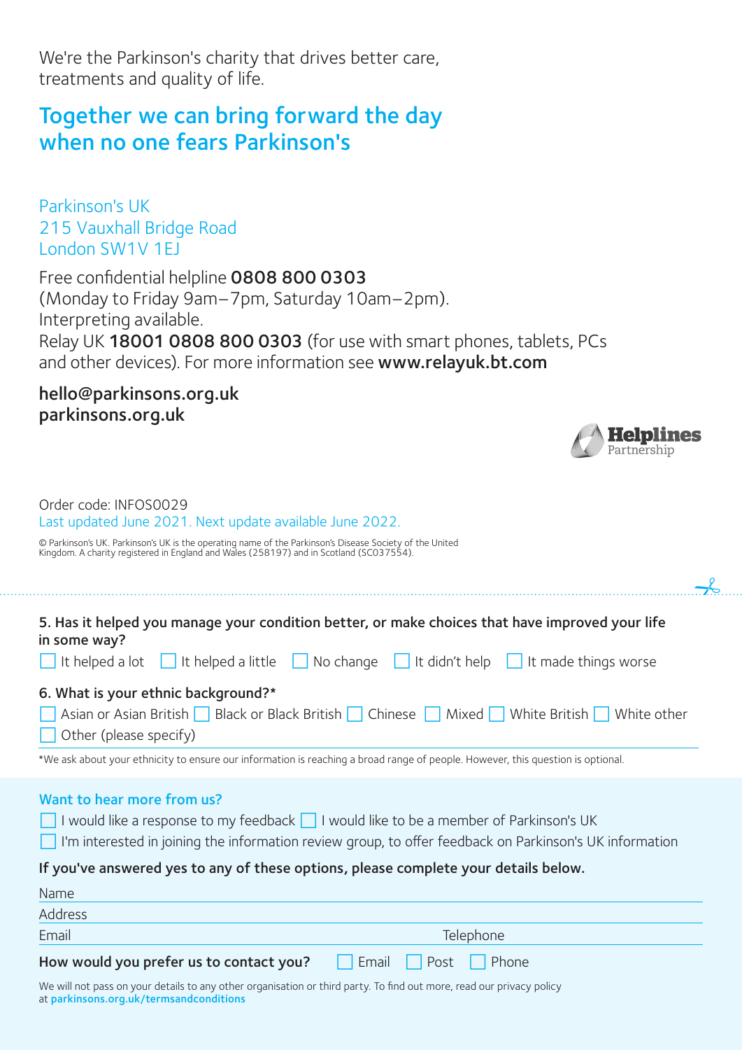We're the Parkinson's charity that drives better care, treatments and quality of life.

## Together we can bring forward the day when no one fears Parkinson's

Parkinson's UK
215 Vauxhall Bridge Road
London SW1V 1EJ

Free confidential helpline **0808 800 0303**
(Monday to Friday 9am–7pm, Saturday 10am–2pm).
Interpreting available.
Relay UK **18001 0808 800 0303** (for use with smart phones, tablets, PCs and other devices). For more information see **www.relayuk.bt.com**

**hello@parkinsons.org.uk**
**parkinsons.org.uk**

Helplines Partnership

Order code: INFOS0029
Last updated June 2021. Next update available June 2022.

© Parkinson's UK. Parkinson's UK is the operating name of the Parkinson's Disease Society of the United Kingdom. A charity registered in England and Wales (258197) and in Scotland (SC037554).

---

**5. Has it helped you manage your condition better, or make choices that have improved your life in some way?**

☐ It helped a lot ☐ It helped a little ☐ No change ☐ It didn't help ☐ It made things worse

**6. What is your ethnic background?***

☐ Asian or Asian British ☐ Black or Black British ☐ Chinese ☐ Mixed ☐ White British ☐ White other
☐ Other (please specify)

*We ask about your ethnicity to ensure our information is reaching a broad range of people. However, this question is optional.

### Want to hear more from us?

☐ I would like a response to my feedback ☐ I would like to be a member of Parkinson's UK
☐ I'm interested in joining the information review group, to offer feedback on Parkinson's UK information

**If you've answered yes to any of these options, please complete your details below.**

Name

Address

Email Telephone

**How would you prefer us to contact you?** ☐ Email ☐ Post ☐ Phone

We will not pass on your details to any other organisation or third party. To find out more, read our privacy policy at **parkinsons.org.uk/termsandconditions**